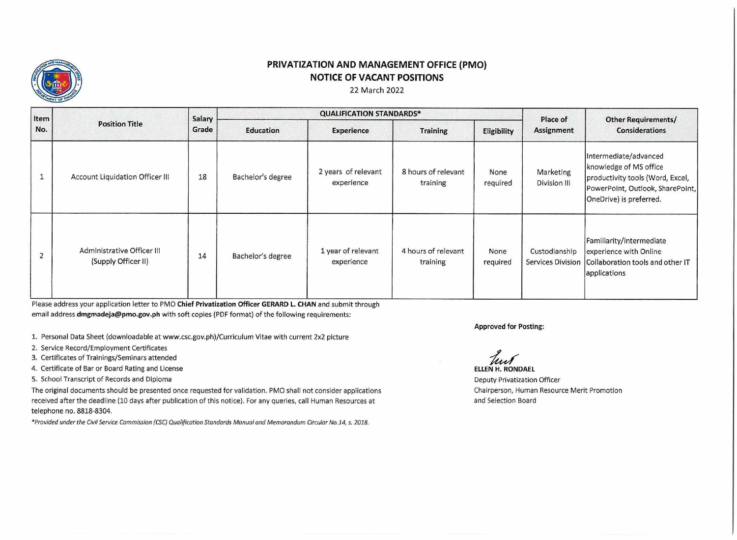# PRIVATIZATION AND MANAGEMENT OFFICE (PMO)
## NOTICE OF VACANT POSITIONS

22 March 2022

| Item No. | Position Title | Salary Grade | QUALIFICATION STANDARDS* | | | | Place of Assignment | Other Requirements/ Considerations |
|---|---|---|---|---|---|---|---|---|
| | | | Education | Experience | Training | Eligibility | | |
| 1 | Account Liquidation Officer III | 18 | Bachelor's degree | 2 years of relevant experience | 8 hours of relevant training | None required | Marketing Division III | Intermediate/advanced knowledge of MS office productivity tools (Word, Excel, PowerPoint, Outlook, SharePoint, OneDrive) is preferred. |
| 2 | Administrative Officer III (Supply Officer II) | 14 | Bachelor's degree | 1 year of relevant experience | 4 hours of relevant training | None required | Custodianship Services Division | Familiarity/intermediate experience with Online Collaboration tools and other IT applications |

Please address your application letter to PMO **Chief Privatization Officer GERARD L. CHAN** and submit through email address **dmgmadeja@pmo.gov.ph** with soft copies (PDF format) of the following requirements:

1. Personal Data Sheet (downloadable at www.csc.gov.ph)/Curriculum Vitae with current 2x2 picture
2. Service Record/Employment Certificates
3. Certificates of Trainings/Seminars attended
4. Certificate of Bar or Board Rating and License
5. School Transcript of Records and Diploma

The original documents should be presented once requested for validation. PMO shall not consider applications received after the deadline (10 days after publication of this notice). For any queries, call Human Resources at telephone no. 8818-8304.

*\*Provided under the Civil Service Commission (CSC) Qualification Standards Manual and Memorandum Circular No.14, s. 2018.*

**Approved for Posting:**

**ELLEN H. RONDAEL**
Deputy Privatization Officer
Chairperson, Human Resource Merit Promotion and Selection Board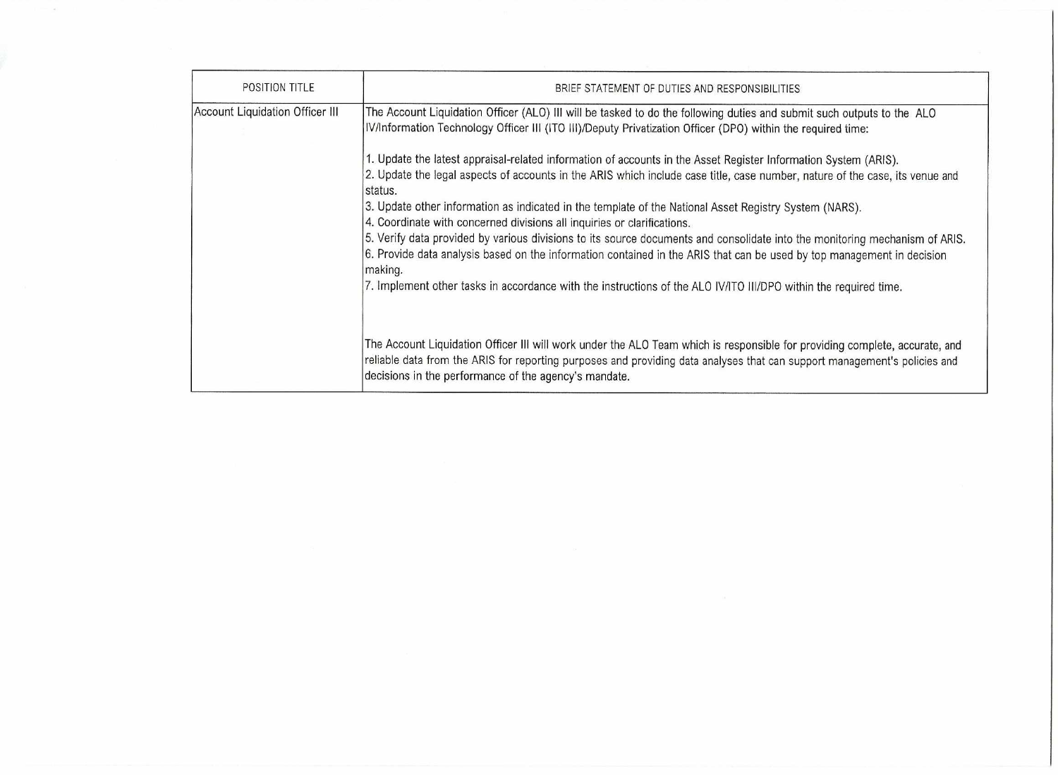| POSITION TITLE | BRIEF STATEMENT OF DUTIES AND RESPONSIBILITIES |
|---|---|
| Account Liquidation Officer III | The Account Liquidation Officer (ALO) III will be tasked to do the following duties and submit such outputs to the ALO IV/Information Technology Officer III (ITO III)/Deputy Privatization Officer (DPO) within the required time:<br><br>1. Update the latest appraisal-related information of accounts in the Asset Register Information System (ARIS).<br>2. Update the legal aspects of accounts in the ARIS which include case title, case number, nature of the case, its venue and status.<br>3. Update other information as indicated in the template of the National Asset Registry System (NARS).<br>4. Coordinate with concerned divisions all inquiries or clarifications.<br>5. Verify data provided by various divisions to its source documents and consolidate into the monitoring mechanism of ARIS.<br>6. Provide data analysis based on the information contained in the ARIS that can be used by top management in decision making.<br>7. Implement other tasks in accordance with the instructions of the ALO IV/ITO III/DPO within the required time.<br><br>The Account Liquidation Officer III will work under the ALO Team which is responsible for providing complete, accurate, and reliable data from the ARIS for reporting purposes and providing data analyses that can support management's policies and decisions in the performance of the agency's mandate. |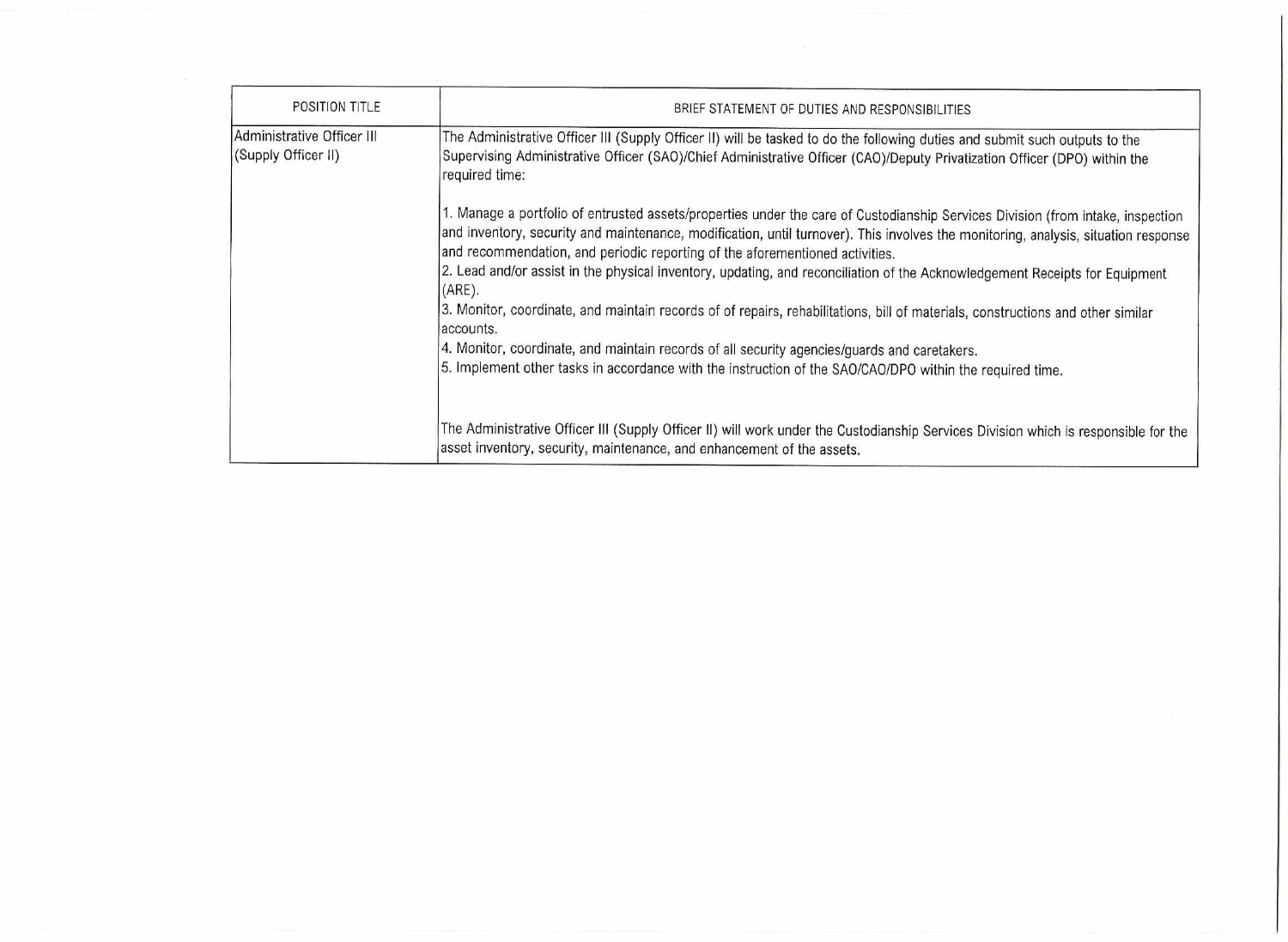| POSITION TITLE | BRIEF STATEMENT OF DUTIES AND RESPONSIBILITIES |
| --- | --- |
| Administrative Officer III (Supply Officer II) | The Administrative Officer III (Supply Officer II) will be tasked to do the following duties and submit such outputs to the Supervising Administrative Officer (SAO)/Chief Administrative Officer (CAO)/Deputy Privatization Officer (DPO) within the required time:<br><br>1. Manage a portfolio of entrusted assets/properties under the care of Custodianship Services Division (from intake, inspection and inventory, security and maintenance, modification, until turnover). This involves the monitoring, analysis, situation response and recommendation, and periodic reporting of the aforementioned activities.<br>2. Lead and/or assist in the physical inventory, updating, and reconciliation of the Acknowledgement Receipts for Equipment (ARE).<br>3. Monitor, coordinate, and maintain records of of repairs, rehabilitations, bill of materials, constructions and other similar accounts.<br>4. Monitor, coordinate, and maintain records of all security agencies/guards and caretakers.<br>5. Implement other tasks in accordance with the instruction of the SAO/CAO/DPO within the required time.<br><br>The Administrative Officer III (Supply Officer II) will work under the Custodianship Services Division which is responsible for the asset inventory, security, maintenance, and enhancement of the assets. |